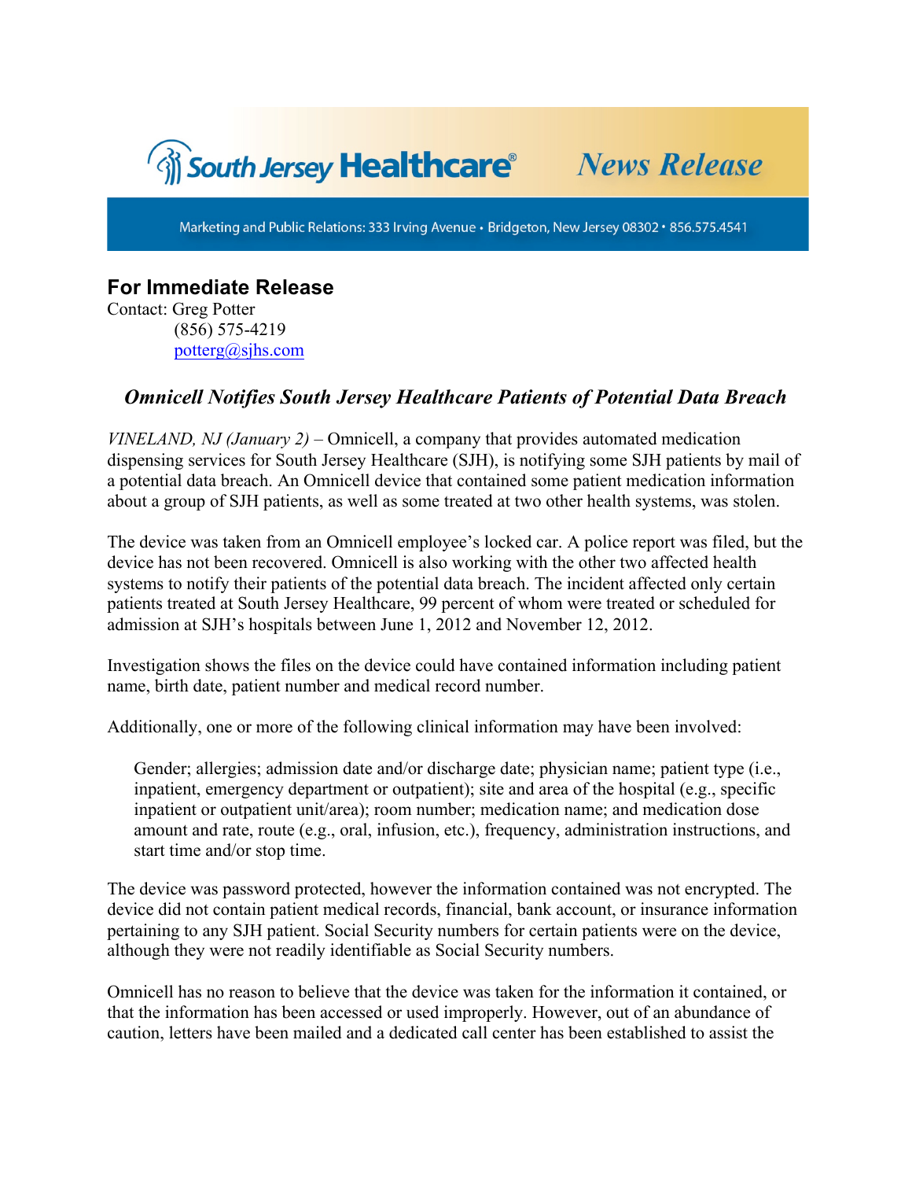South Jersey Healthcare® **News Release**

Marketing and Public Relations: 333 Irving Avenue • Bridgeton, New Jersey 08302 • 856.575.4541

## For Immediate Release

Contact: Greg Potter
(856) 575-4219
potterg@sjhs.com

### *Omnicell Notifies South Jersey Healthcare Patients of Potential Data Breach*

*VINELAND, NJ (January 2)* – Omnicell, a company that provides automated medication dispensing services for South Jersey Healthcare (SJH), is notifying some SJH patients by mail of a potential data breach. An Omnicell device that contained some patient medication information about a group of SJH patients, as well as some treated at two other health systems, was stolen.

The device was taken from an Omnicell employee's locked car. A police report was filed, but the device has not been recovered. Omnicell is also working with the other two affected health systems to notify their patients of the potential data breach. The incident affected only certain patients treated at South Jersey Healthcare, 99 percent of whom were treated or scheduled for admission at SJH's hospitals between June 1, 2012 and November 12, 2012.

Investigation shows the files on the device could have contained information including patient name, birth date, patient number and medical record number.

Additionally, one or more of the following clinical information may have been involved:

> Gender; allergies; admission date and/or discharge date; physician name; patient type (i.e., inpatient, emergency department or outpatient); site and area of the hospital (e.g., specific inpatient or outpatient unit/area); room number; medication name; and medication dose amount and rate, route (e.g., oral, infusion, etc.), frequency, administration instructions, and start time and/or stop time.

The device was password protected, however the information contained was not encrypted. The device did not contain patient medical records, financial, bank account, or insurance information pertaining to any SJH patient. Social Security numbers for certain patients were on the device, although they were not readily identifiable as Social Security numbers.

Omnicell has no reason to believe that the device was taken for the information it contained, or that the information has been accessed or used improperly. However, out of an abundance of caution, letters have been mailed and a dedicated call center has been established to assist the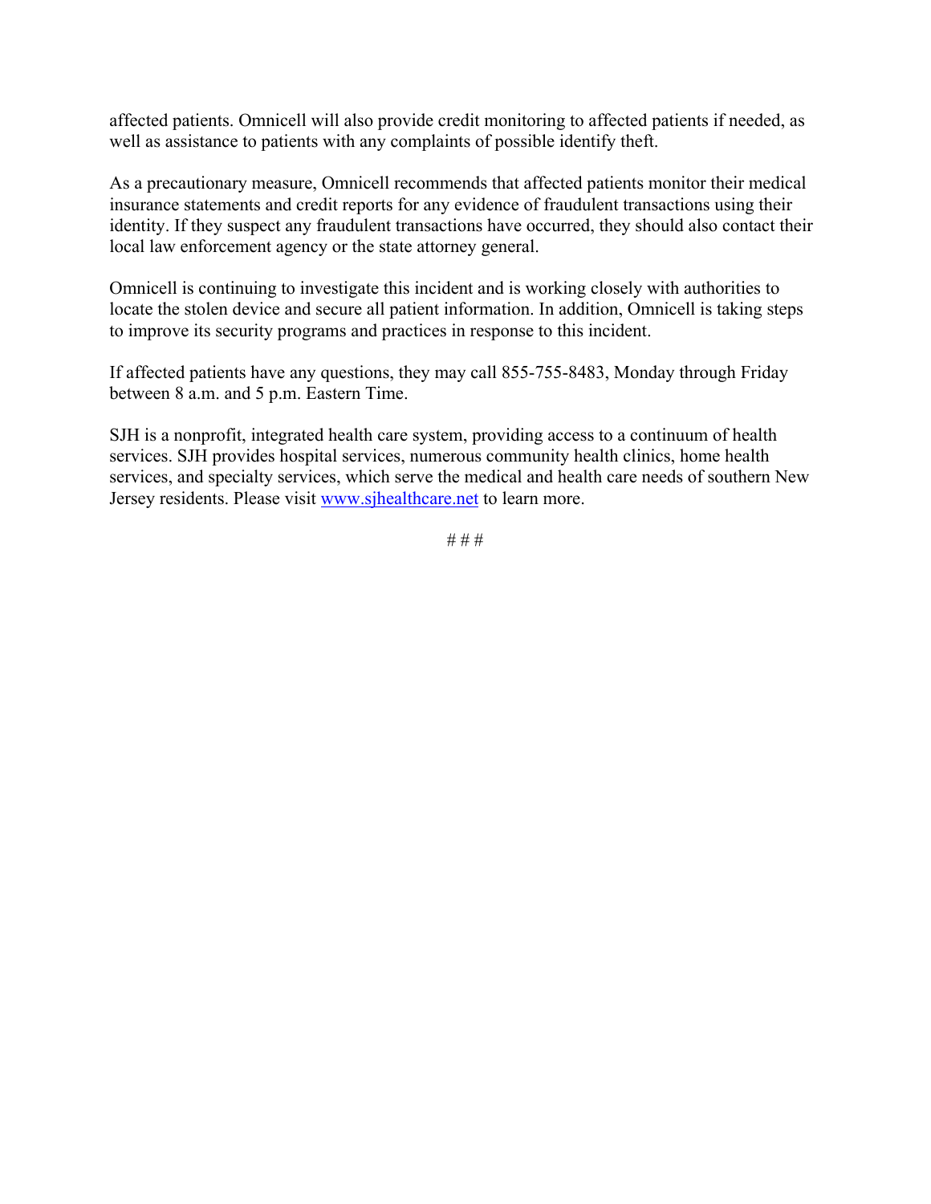affected patients. Omnicell will also provide credit monitoring to affected patients if needed, as well as assistance to patients with any complaints of possible identify theft.

As a precautionary measure, Omnicell recommends that affected patients monitor their medical insurance statements and credit reports for any evidence of fraudulent transactions using their identity. If they suspect any fraudulent transactions have occurred, they should also contact their local law enforcement agency or the state attorney general.

Omnicell is continuing to investigate this incident and is working closely with authorities to locate the stolen device and secure all patient information. In addition, Omnicell is taking steps to improve its security programs and practices in response to this incident.

If affected patients have any questions, they may call 855-755-8483, Monday through Friday between 8 a.m. and 5 p.m. Eastern Time.

SJH is a nonprofit, integrated health care system, providing access to a continuum of health services. SJH provides hospital services, numerous community health clinics, home health services, and specialty services, which serve the medical and health care needs of southern New Jersey residents. Please visit [www.sjhealthcare.net](http://www.sjhealthcare.net) to learn more.

# # #